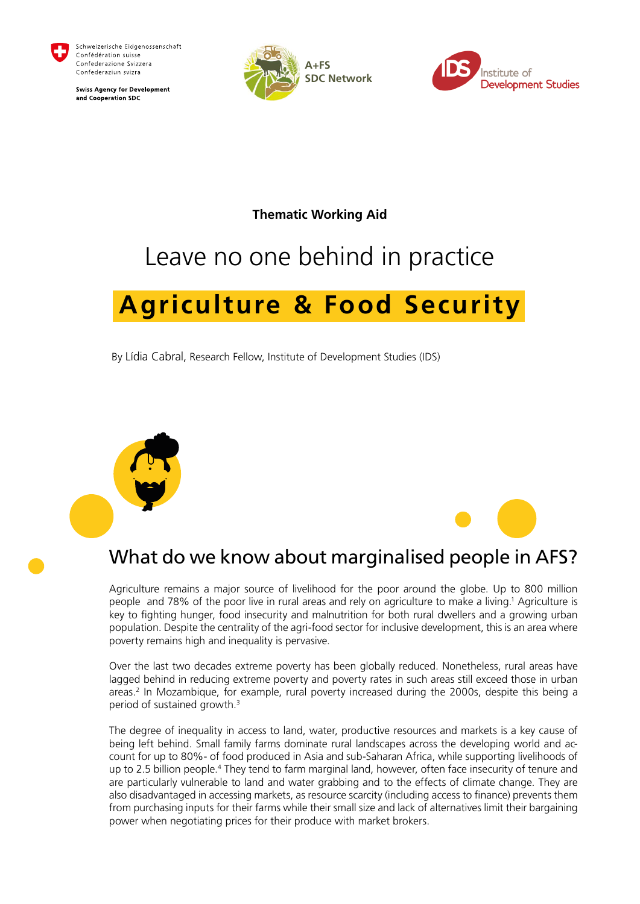Schweizerische Eidgenossenschaft
Confédération suisse
Confederazione Svizzera
Confederaziun svizra

**Swiss Agency for Development and Cooperation SDC**

A+FS SDC Network

Institute of Development Studies

**Thematic Working Aid**

# Leave no one behind in practice

# Agriculture & Food Security

By Lídia Cabral, Research Fellow, Institute of Development Studies (IDS)

## What do we know about marginalised people in AFS?

Agriculture remains a major source of livelihood for the poor around the globe. Up to 800 million people and 78% of the poor live in rural areas and rely on agriculture to make a living.[1] Agriculture is key to fighting hunger, food insecurity and malnutrition for both rural dwellers and a growing urban population. Despite the centrality of the agri-food sector for inclusive development, this is an area where poverty remains high and inequality is pervasive.

Over the last two decades extreme poverty has been globally reduced. Nonetheless, rural areas have lagged behind in reducing extreme poverty and poverty rates in such areas still exceed those in urban areas.[2] In Mozambique, for example, rural poverty increased during the 2000s, despite this being a period of sustained growth.[3]

The degree of inequality in access to land, water, productive resources and markets is a key cause of being left behind. Small family farms dominate rural landscapes across the developing world and account for up to 80%- of food produced in Asia and sub-Saharan Africa, while supporting livelihoods of up to 2.5 billion people.[4] They tend to farm marginal land, however, often face insecurity of tenure and are particularly vulnerable to land and water grabbing and to the effects of climate change. They are also disadvantaged in accessing markets, as resource scarcity (including access to finance) prevents them from purchasing inputs for their farms while their small size and lack of alternatives limit their bargaining power when negotiating prices for their produce with market brokers.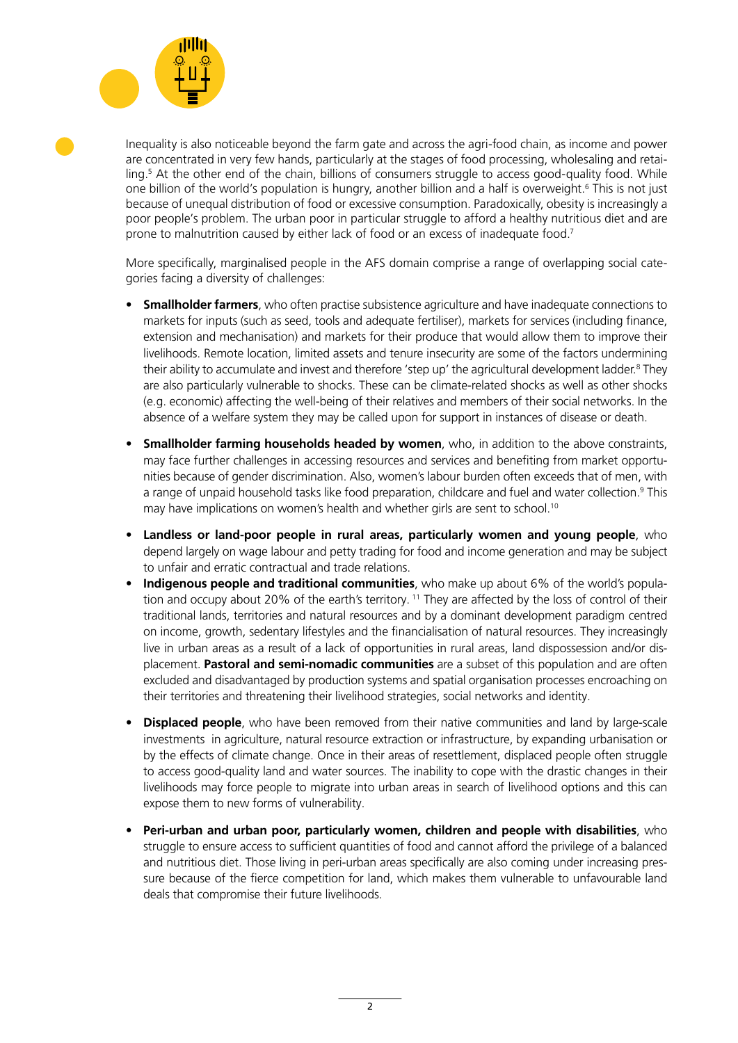Inequality is also noticeable beyond the farm gate and across the agri-food chain, as income and power are concentrated in very few hands, particularly at the stages of food processing, wholesaling and retailing.[5] At the other end of the chain, billions of consumers struggle to access good-quality food. While one billion of the world's population is hungry, another billion and a half is overweight.[6] This is not just because of unequal distribution of food or excessive consumption. Paradoxically, obesity is increasingly a poor people's problem. The urban poor in particular struggle to afford a healthy nutritious diet and are prone to malnutrition caused by either lack of food or an excess of inadequate food.[7]

More specifically, marginalised people in the AFS domain comprise a range of overlapping social categories facing a diversity of challenges:

- **Smallholder farmers**, who often practise subsistence agriculture and have inadequate connections to markets for inputs (such as seed, tools and adequate fertiliser), markets for services (including finance, extension and mechanisation) and markets for their produce that would allow them to improve their livelihoods. Remote location, limited assets and tenure insecurity are some of the factors undermining their ability to accumulate and invest and therefore 'step up' the agricultural development ladder.[8] They are also particularly vulnerable to shocks. These can be climate-related shocks as well as other shocks (e.g. economic) affecting the well-being of their relatives and members of their social networks. In the absence of a welfare system they may be called upon for support in instances of disease or death.
- **Smallholder farming households headed by women**, who, in addition to the above constraints, may face further challenges in accessing resources and services and benefiting from market opportunities because of gender discrimination. Also, women's labour burden often exceeds that of men, with a range of unpaid household tasks like food preparation, childcare and fuel and water collection.[9] This may have implications on women's health and whether girls are sent to school.[10]
- **Landless or land-poor people in rural areas, particularly women and young people**, who depend largely on wage labour and petty trading for food and income generation and may be subject to unfair and erratic contractual and trade relations.
- **Indigenous people and traditional communities**, who make up about 6% of the world's population and occupy about 20% of the earth's territory.[11] They are affected by the loss of control of their traditional lands, territories and natural resources and by a dominant development paradigm centred on income, growth, sedentary lifestyles and the financialisation of natural resources. They increasingly live in urban areas as a result of a lack of opportunities in rural areas, land dispossession and/or displacement. **Pastoral and semi-nomadic communities** are a subset of this population and are often excluded and disadvantaged by production systems and spatial organisation processes encroaching on their territories and threatening their livelihood strategies, social networks and identity.
- **Displaced people**, who have been removed from their native communities and land by large-scale investments in agriculture, natural resource extraction or infrastructure, by expanding urbanisation or by the effects of climate change. Once in their areas of resettlement, displaced people often struggle to access good-quality land and water sources. The inability to cope with the drastic changes in their livelihoods may force people to migrate into urban areas in search of livelihood options and this can expose them to new forms of vulnerability.
- **Peri-urban and urban poor, particularly women, children and people with disabilities**, who struggle to ensure access to sufficient quantities of food and cannot afford the privilege of a balanced and nutritious diet. Those living in peri-urban areas specifically are also coming under increasing pressure because of the fierce competition for land, which makes them vulnerable to unfavourable land deals that compromise their future livelihoods.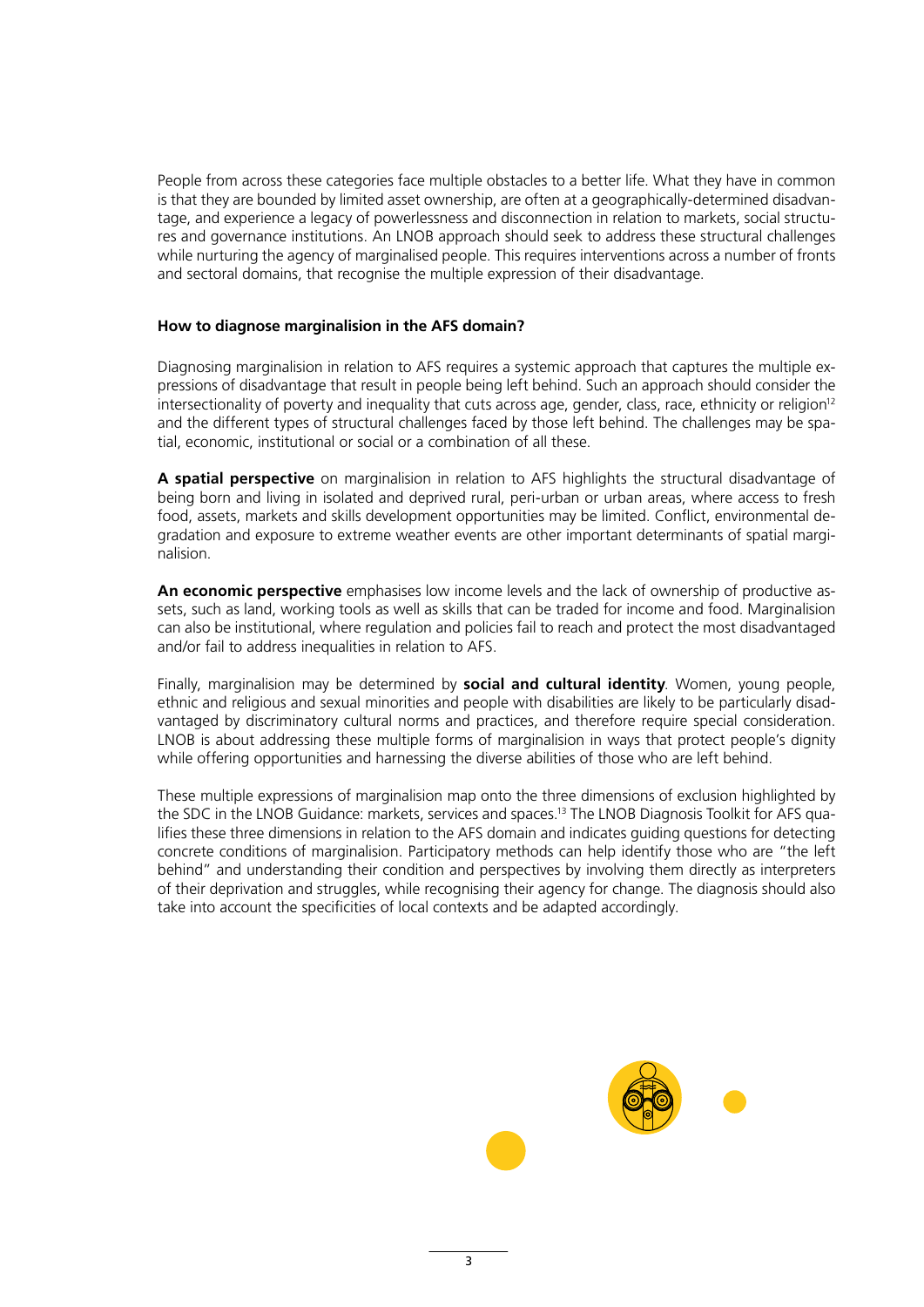People from across these categories face multiple obstacles to a better life. What they have in common is that they are bounded by limited asset ownership, are often at a geographically-determined disadvantage, and experience a legacy of powerlessness and disconnection in relation to markets, social structures and governance institutions. An LNOB approach should seek to address these structural challenges while nurturing the agency of marginalised people. This requires interventions across a number of fronts and sectoral domains, that recognise the multiple expression of their disadvantage.

### How to diagnose marginalision in the AFS domain?

Diagnosing marginalision in relation to AFS requires a systemic approach that captures the multiple expressions of disadvantage that result in people being left behind. Such an approach should consider the intersectionality of poverty and inequality that cuts across age, gender, class, race, ethnicity or religion[12] and the different types of structural challenges faced by those left behind. The challenges may be spatial, economic, institutional or social or a combination of all these.

**A spatial perspective** on marginalision in relation to AFS highlights the structural disadvantage of being born and living in isolated and deprived rural, peri-urban or urban areas, where access to fresh food, assets, markets and skills development opportunities may be limited. Conflict, environmental degradation and exposure to extreme weather events are other important determinants of spatial marginalision.

**An economic perspective** emphasises low income levels and the lack of ownership of productive assets, such as land, working tools as well as skills that can be traded for income and food. Marginalision can also be institutional, where regulation and policies fail to reach and protect the most disadvantaged and/or fail to address inequalities in relation to AFS.

Finally, marginalision may be determined by **social and cultural identity**. Women, young people, ethnic and religious and sexual minorities and people with disabilities are likely to be particularly disadvantaged by discriminatory cultural norms and practices, and therefore require special consideration. LNOB is about addressing these multiple forms of marginalision in ways that protect people's dignity while offering opportunities and harnessing the diverse abilities of those who are left behind.

These multiple expressions of marginalision map onto the three dimensions of exclusion highlighted by the SDC in the LNOB Guidance: markets, services and spaces.[13] The LNOB Diagnosis Toolkit for AFS qualifies these three dimensions in relation to the AFS domain and indicates guiding questions for detecting concrete conditions of marginalision. Participatory methods can help identify those who are "the left behind" and understanding their condition and perspectives by involving them directly as interpreters of their deprivation and struggles, while recognising their agency for change. The diagnosis should also take into account the specificities of local contexts and be adapted accordingly.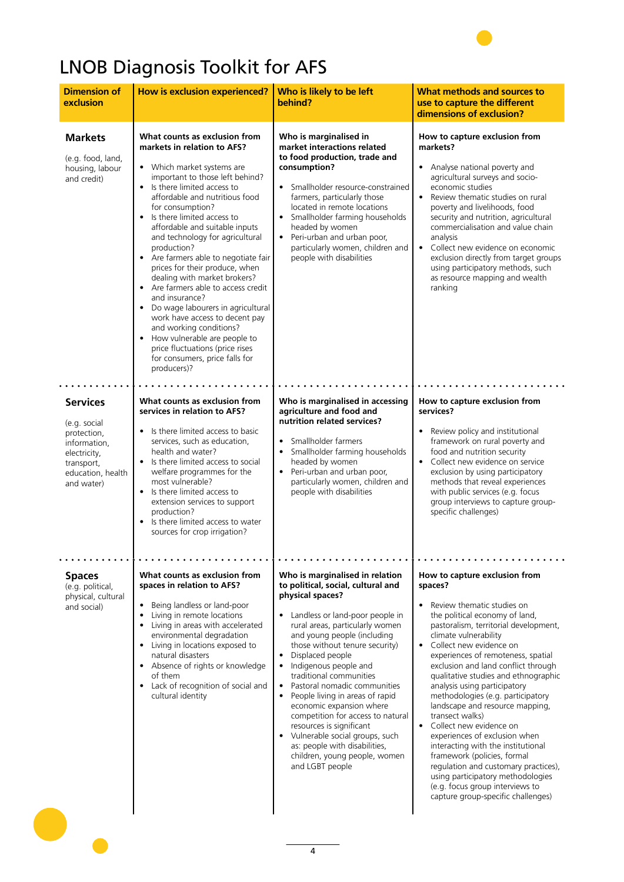# LNOB Diagnosis Toolkit for AFS

| Dimension of exclusion | How is exclusion experienced? | Who is likely to be left behind? | What methods and sources to use to capture the different dimensions of exclusion? |
|---|---|---|---|
| **Markets**<br><br>(e.g. food, land, housing, labour and credit) | **What counts as exclusion from markets in relation to AFS?**<br><br>• Which market systems are important to those left behind?<br>• Is there limited access to affordable and nutritious food for consumption?<br>• Is there limited access to affordable and suitable inputs and technology for agricultural production?<br>• Are farmers able to negotiate fair prices for their produce, when dealing with market brokers?<br>• Are farmers able to access credit and insurance?<br>• Do wage labourers in agricultural work have access to decent pay and working conditions?<br>• How vulnerable are people to price fluctuations (price rises for consumers, price falls for producers)? | **Who is marginalised in market interactions related to food production, trade and consumption?**<br><br>• Smallholder resource-constrained farmers, particularly those located in remote locations<br>• Smallholder farming households headed by women<br>• Peri-urban and urban poor, particularly women, children and people with disabilities | **How to capture exclusion from markets?**<br><br>• Analyse national poverty and agricultural surveys and socio-economic studies<br>• Review thematic studies on rural poverty and livelihoods, food security and nutrition, agricultural commercialisation and value chain analysis<br>• Collect new evidence on economic exclusion directly from target groups using participatory methods, such as resource mapping and wealth ranking |
| **Services**<br><br>(e.g. social protection, information, electricity, transport, education, health and water) | **What counts as exclusion from services in relation to AFS?**<br><br>• Is there limited access to basic services, such as education, health and water?<br>• Is there limited access to social welfare programmes for the most vulnerable?<br>• Is there limited access to extension services to support production?<br>• Is there limited access to water sources for crop irrigation? | **Who is marginalised in accessing agriculture and food and nutrition related services?**<br><br>• Smallholder farmers<br>• Smallholder farming households headed by women<br>• Peri-urban and urban poor, particularly women, children and people with disabilities | **How to capture exclusion from services?**<br><br>• Review policy and institutional framework on rural poverty and food and nutrition security<br>• Collect new evidence on service exclusion by using participatory methods that reveal experiences with public services (e.g. focus group interviews to capture group-specific challenges) |
| **Spaces**<br>(e.g. political, physical, cultural and social) | **What counts as exclusion from spaces in relation to AFS?**<br><br>• Being landless or land-poor<br>• Living in remote locations<br>• Living in areas with accelerated environmental degradation<br>• Living in locations exposed to natural disasters<br>• Absence of rights or knowledge of them<br>• Lack of recognition of social and cultural identity | **Who is marginalised in relation to political, social, cultural and physical spaces?**<br><br>• Landless or land-poor people in rural areas, particularly women and young people (including those without tenure security)<br>• Displaced people<br>• Indigenous people and traditional communities<br>• Pastoral nomadic communities<br>• People living in areas of rapid economic expansion where competition for access to natural resources is significant<br>• Vulnerable social groups, such as: people with disabilities, children, young people, women and LGBT people | **How to capture exclusion from spaces?**<br><br>• Review thematic studies on the political economy of land, pastoralism, territorial development, climate vulnerability<br>• Collect new evidence on experiences of remoteness, spatial exclusion and land conflict through qualitative studies and ethnographic analysis using participatory methodologies (e.g. participatory landscape and resource mapping, transect walks)<br>• Collect new evidence on experiences of exclusion when interacting with the institutional framework (policies, formal regulation and customary practices), using participatory methodologies (e.g. focus group interviews to capture group-specific challenges) |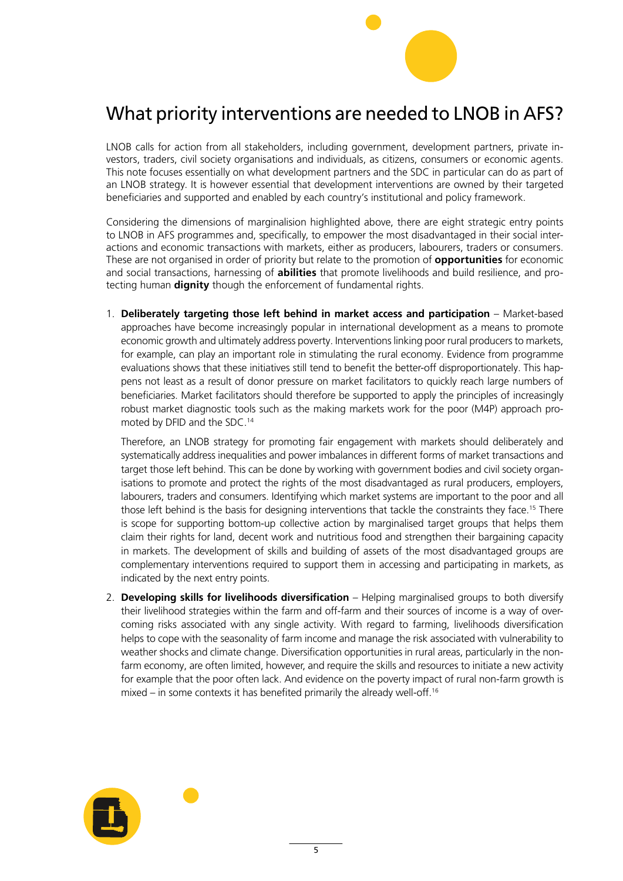# What priority interventions are needed to LNOB in AFS?

LNOB calls for action from all stakeholders, including government, development partners, private investors, traders, civil society organisations and individuals, as citizens, consumers or economic agents. This note focuses essentially on what development partners and the SDC in particular can do as part of an LNOB strategy. It is however essential that development interventions are owned by their targeted beneficiaries and supported and enabled by each country's institutional and policy framework.

Considering the dimensions of marginalision highlighted above, there are eight strategic entry points to LNOB in AFS programmes and, specifically, to empower the most disadvantaged in their social interactions and economic transactions with markets, either as producers, labourers, traders or consumers. These are not organised in order of priority but relate to the promotion of **opportunities** for economic and social transactions, harnessing of **abilities** that promote livelihoods and build resilience, and protecting human **dignity** though the enforcement of fundamental rights.

1. **Deliberately targeting those left behind in market access and participation** – Market-based approaches have become increasingly popular in international development as a means to promote economic growth and ultimately address poverty. Interventions linking poor rural producers to markets, for example, can play an important role in stimulating the rural economy. Evidence from programme evaluations shows that these initiatives still tend to benefit the better-off disproportionately. This happens not least as a result of donor pressure on market facilitators to quickly reach large numbers of beneficiaries. Market facilitators should therefore be supported to apply the principles of increasingly robust market diagnostic tools such as the making markets work for the poor (M4P) approach promoted by DFID and the SDC.[14]

   Therefore, an LNOB strategy for promoting fair engagement with markets should deliberately and systematically address inequalities and power imbalances in different forms of market transactions and target those left behind. This can be done by working with government bodies and civil society organisations to promote and protect the rights of the most disadvantaged as rural producers, employers, labourers, traders and consumers. Identifying which market systems are important to the poor and all those left behind is the basis for designing interventions that tackle the constraints they face.[15] There is scope for supporting bottom-up collective action by marginalised target groups that helps them claim their rights for land, decent work and nutritious food and strengthen their bargaining capacity in markets. The development of skills and building of assets of the most disadvantaged groups are complementary interventions required to support them in accessing and participating in markets, as indicated by the next entry points.

2. **Developing skills for livelihoods diversification** – Helping marginalised groups to both diversify their livelihood strategies within the farm and off-farm and their sources of income is a way of overcoming risks associated with any single activity. With regard to farming, livelihoods diversification helps to cope with the seasonality of farm income and manage the risk associated with vulnerability to weather shocks and climate change. Diversification opportunities in rural areas, particularly in the non-farm economy, are often limited, however, and require the skills and resources to initiate a new activity for example that the poor often lack. And evidence on the poverty impact of rural non-farm growth is mixed – in some contexts it has benefited primarily the already well-off.[16]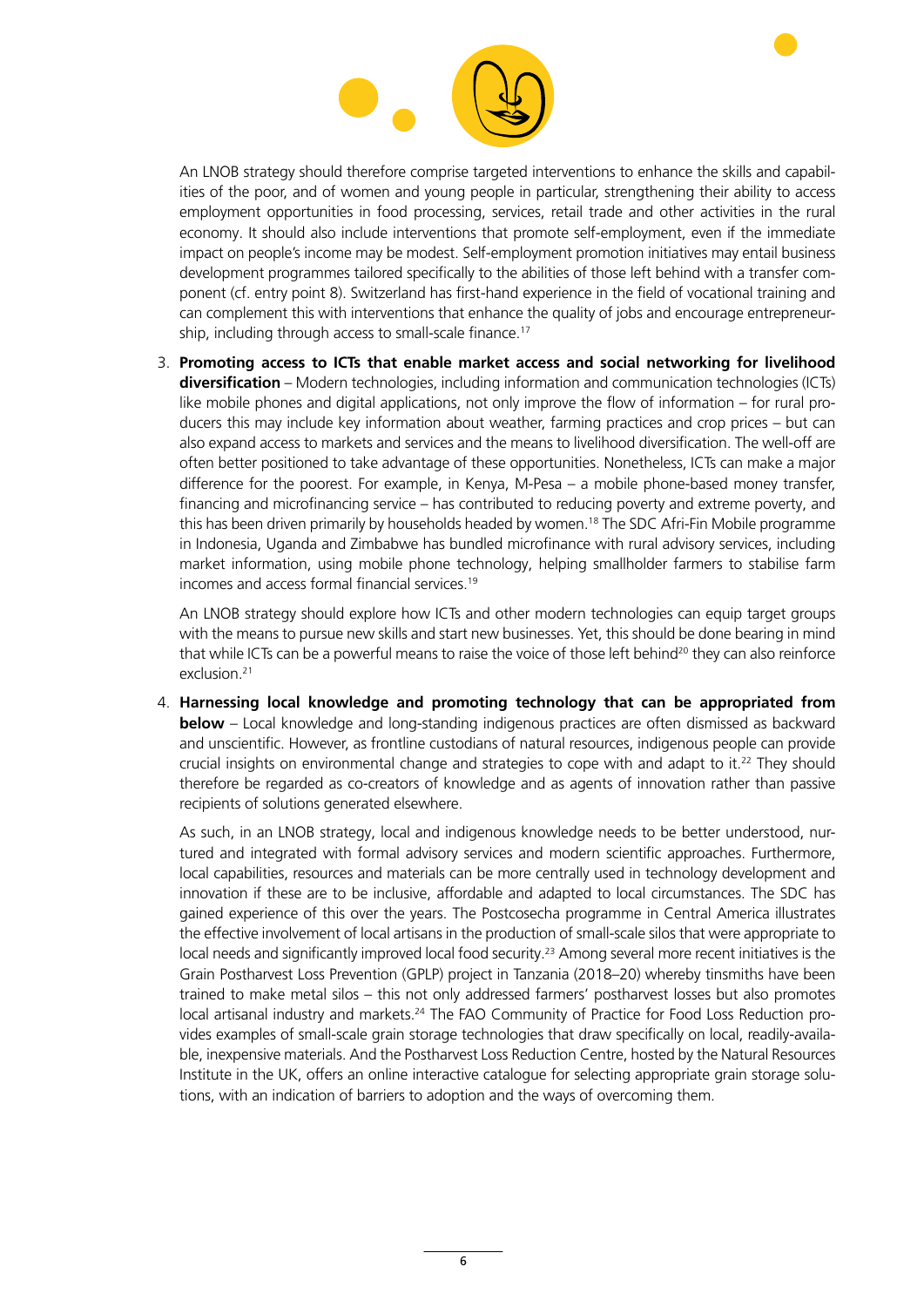An LNOB strategy should therefore comprise targeted interventions to enhance the skills and capabilities of the poor, and of women and young people in particular, strengthening their ability to access employment opportunities in food processing, services, retail trade and other activities in the rural economy. It should also include interventions that promote self-employment, even if the immediate impact on people's income may be modest. Self-employment promotion initiatives may entail business development programmes tailored specifically to the abilities of those left behind with a transfer component (cf. entry point 8). Switzerland has first-hand experience in the field of vocational training and can complement this with interventions that enhance the quality of jobs and encourage entrepreneurship, including through access to small-scale finance.[17]

3. **Promoting access to ICTs that enable market access and social networking for livelihood diversification** – Modern technologies, including information and communication technologies (ICTs) like mobile phones and digital applications, not only improve the flow of information – for rural producers this may include key information about weather, farming practices and crop prices – but can also expand access to markets and services and the means to livelihood diversification. The well-off are often better positioned to take advantage of these opportunities. Nonetheless, ICTs can make a major difference for the poorest. For example, in Kenya, M-Pesa – a mobile phone-based money transfer, financing and microfinancing service – has contributed to reducing poverty and extreme poverty, and this has been driven primarily by households headed by women.[18] The SDC Afri-Fin Mobile programme in Indonesia, Uganda and Zimbabwe has bundled microfinance with rural advisory services, including market information, using mobile phone technology, helping smallholder farmers to stabilise farm incomes and access formal financial services.[19]

   An LNOB strategy should explore how ICTs and other modern technologies can equip target groups with the means to pursue new skills and start new businesses. Yet, this should be done bearing in mind that while ICTs can be a powerful means to raise the voice of those left behind[20] they can also reinforce exclusion.[21]

4. **Harnessing local knowledge and promoting technology that can be appropriated from below** – Local knowledge and long-standing indigenous practices are often dismissed as backward and unscientific. However, as frontline custodians of natural resources, indigenous people can provide crucial insights on environmental change and strategies to cope with and adapt to it.[22] They should therefore be regarded as co-creators of knowledge and as agents of innovation rather than passive recipients of solutions generated elsewhere.

   As such, in an LNOB strategy, local and indigenous knowledge needs to be better understood, nurtured and integrated with formal advisory services and modern scientific approaches. Furthermore, local capabilities, resources and materials can be more centrally used in technology development and innovation if these are to be inclusive, affordable and adapted to local circumstances. The SDC has gained experience of this over the years. The Postcosecha programme in Central America illustrates the effective involvement of local artisans in the production of small-scale silos that were appropriate to local needs and significantly improved local food security.[23] Among several more recent initiatives is the Grain Postharvest Loss Prevention (GPLP) project in Tanzania (2018–20) whereby tinsmiths have been trained to make metal silos – this not only addressed farmers' postharvest losses but also promotes local artisanal industry and markets.[24] The FAO Community of Practice for Food Loss Reduction provides examples of small-scale grain storage technologies that draw specifically on local, readily-available, inexpensive materials. And the Postharvest Loss Reduction Centre, hosted by the Natural Resources Institute in the UK, offers an online interactive catalogue for selecting appropriate grain storage solutions, with an indication of barriers to adoption and the ways of overcoming them.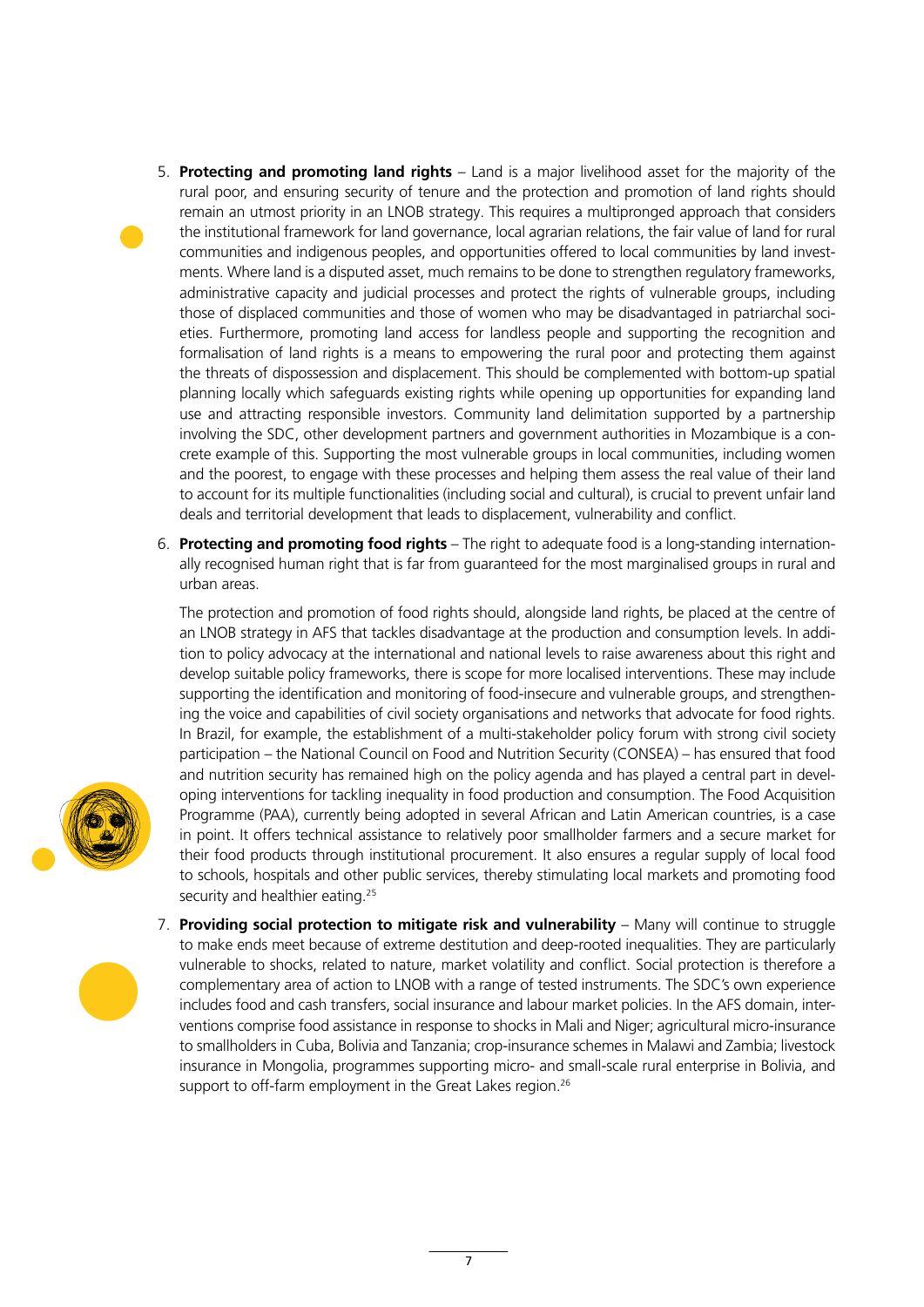5. **Protecting and promoting land rights** – Land is a major livelihood asset for the majority of the rural poor, and ensuring security of tenure and the protection and promotion of land rights should remain an utmost priority in an LNOB strategy. This requires a multipronged approach that considers the institutional framework for land governance, local agrarian relations, the fair value of land for rural communities and indigenous peoples, and opportunities offered to local communities by land investments. Where land is a disputed asset, much remains to be done to strengthen regulatory frameworks, administrative capacity and judicial processes and protect the rights of vulnerable groups, including those of displaced communities and those of women who may be disadvantaged in patriarchal societies. Furthermore, promoting land access for landless people and supporting the recognition and formalisation of land rights is a means to empowering the rural poor and protecting them against the threats of dispossession and displacement. This should be complemented with bottom-up spatial planning locally which safeguards existing rights while opening up opportunities for expanding land use and attracting responsible investors. Community land delimitation supported by a partnership involving the SDC, other development partners and government authorities in Mozambique is a concrete example of this. Supporting the most vulnerable groups in local communities, including women and the poorest, to engage with these processes and helping them assess the real value of their land to account for its multiple functionalities (including social and cultural), is crucial to prevent unfair land deals and territorial development that leads to displacement, vulnerability and conflict.

6. **Protecting and promoting food rights** – The right to adequate food is a long-standing internationally recognised human right that is far from guaranteed for the most marginalised groups in rural and urban areas.

   The protection and promotion of food rights should, alongside land rights, be placed at the centre of an LNOB strategy in AFS that tackles disadvantage at the production and consumption levels. In addition to policy advocacy at the international and national levels to raise awareness about this right and develop suitable policy frameworks, there is scope for more localised interventions. These may include supporting the identification and monitoring of food-insecure and vulnerable groups, and strengthening the voice and capabilities of civil society organisations and networks that advocate for food rights. In Brazil, for example, the establishment of a multi-stakeholder policy forum with strong civil society participation – the National Council on Food and Nutrition Security (CONSEA) – has ensured that food and nutrition security has remained high on the policy agenda and has played a central part in developing interventions for tackling inequality in food production and consumption. The Food Acquisition Programme (PAA), currently being adopted in several African and Latin American countries, is a case in point. It offers technical assistance to relatively poor smallholder farmers and a secure market for their food products through institutional procurement. It also ensures a regular supply of local food to schools, hospitals and other public services, thereby stimulating local markets and promoting food security and healthier eating.[25]

7. **Providing social protection to mitigate risk and vulnerability** – Many will continue to struggle to make ends meet because of extreme destitution and deep-rooted inequalities. They are particularly vulnerable to shocks, related to nature, market volatility and conflict. Social protection is therefore a complementary area of action to LNOB with a range of tested instruments. The SDC's own experience includes food and cash transfers, social insurance and labour market policies. In the AFS domain, interventions comprise food assistance in response to shocks in Mali and Niger; agricultural micro-insurance to smallholders in Cuba, Bolivia and Tanzania; crop-insurance schemes in Malawi and Zambia; livestock insurance in Mongolia, programmes supporting micro- and small-scale rural enterprise in Bolivia, and support to off-farm employment in the Great Lakes region.[26]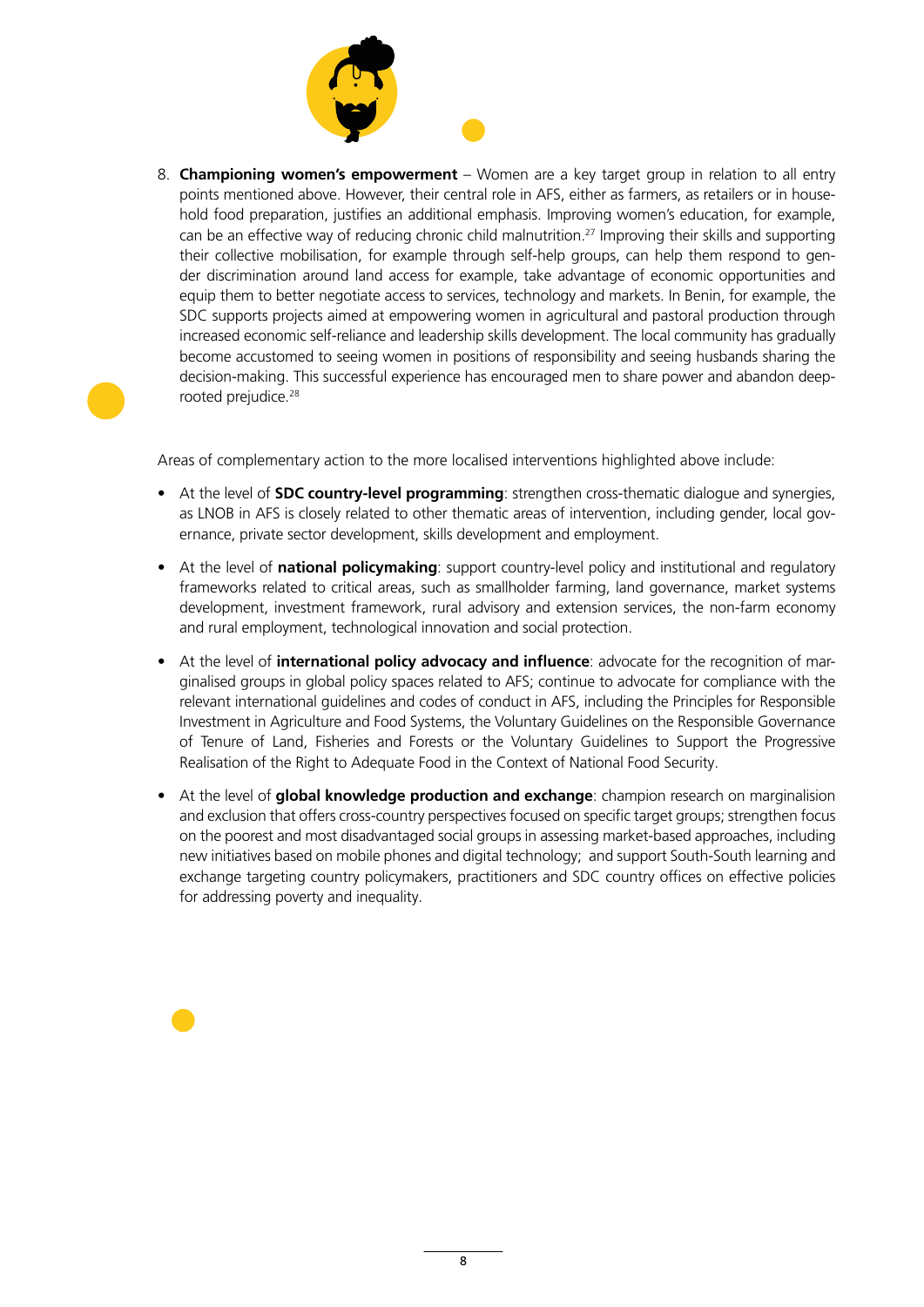8. **Championing women's empowerment** – Women are a key target group in relation to all entry points mentioned above. However, their central role in AFS, either as farmers, as retailers or in household food preparation, justifies an additional emphasis. Improving women's education, for example, can be an effective way of reducing chronic child malnutrition.[27] Improving their skills and supporting their collective mobilisation, for example through self-help groups, can help them respond to gender discrimination around land access for example, take advantage of economic opportunities and equip them to better negotiate access to services, technology and markets. In Benin, for example, the SDC supports projects aimed at empowering women in agricultural and pastoral production through increased economic self-reliance and leadership skills development. The local community has gradually become accustomed to seeing women in positions of responsibility and seeing husbands sharing the decision-making. This successful experience has encouraged men to share power and abandon deep-rooted prejudice.[28]

Areas of complementary action to the more localised interventions highlighted above include:

- At the level of **SDC country-level programming**: strengthen cross-thematic dialogue and synergies, as LNOB in AFS is closely related to other thematic areas of intervention, including gender, local governance, private sector development, skills development and employment.
- At the level of **national policymaking**: support country-level policy and institutional and regulatory frameworks related to critical areas, such as smallholder farming, land governance, market systems development, investment framework, rural advisory and extension services, the non-farm economy and rural employment, technological innovation and social protection.
- At the level of **international policy advocacy and influence**: advocate for the recognition of marginalised groups in global policy spaces related to AFS; continue to advocate for compliance with the relevant international guidelines and codes of conduct in AFS, including the Principles for Responsible Investment in Agriculture and Food Systems, the Voluntary Guidelines on the Responsible Governance of Tenure of Land, Fisheries and Forests or the Voluntary Guidelines to Support the Progressive Realisation of the Right to Adequate Food in the Context of National Food Security.
- At the level of **global knowledge production and exchange**: champion research on marginalision and exclusion that offers cross-country perspectives focused on specific target groups; strengthen focus on the poorest and most disadvantaged social groups in assessing market-based approaches, including new initiatives based on mobile phones and digital technology; and support South-South learning and exchange targeting country policymakers, practitioners and SDC country offices on effective policies for addressing poverty and inequality.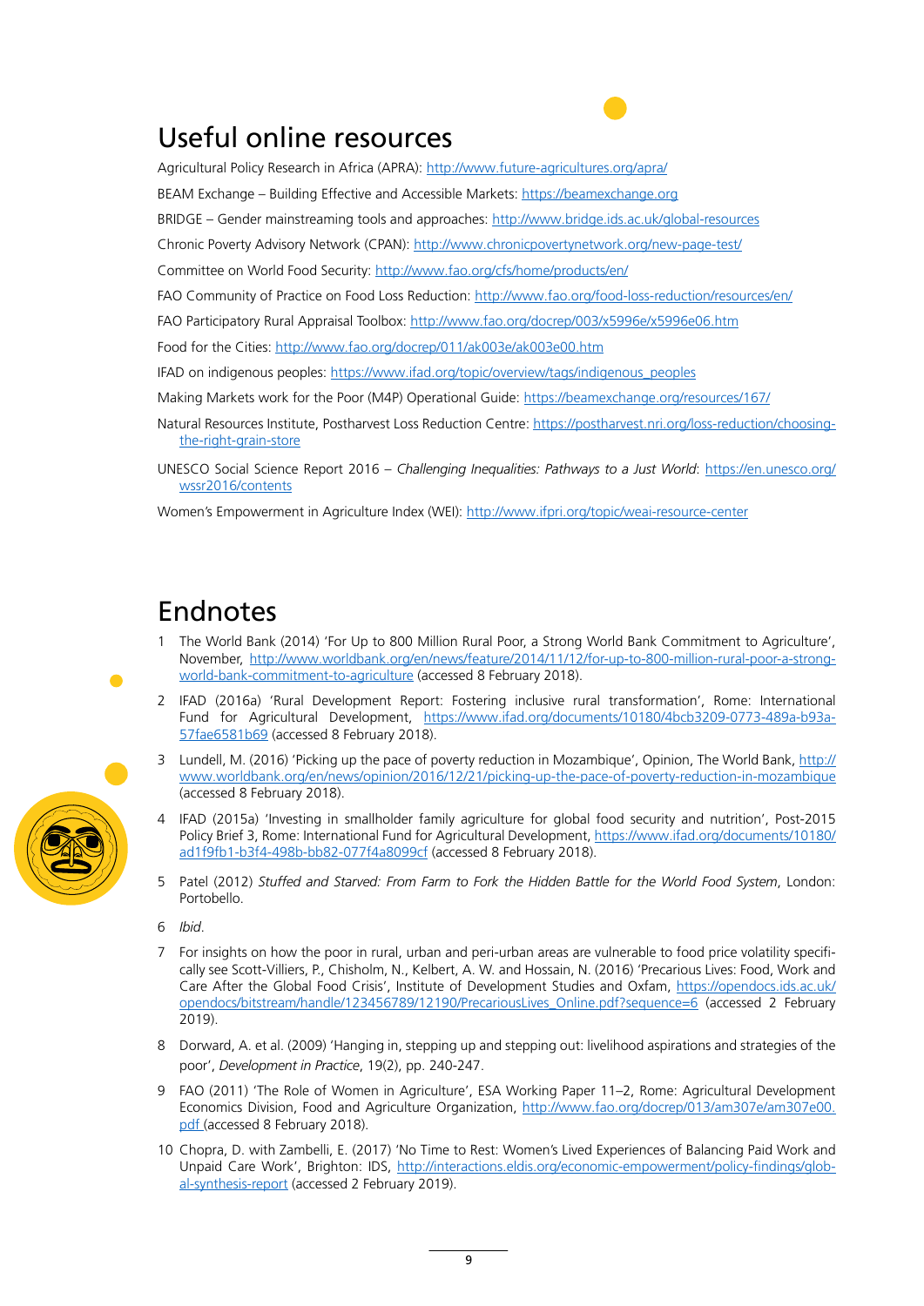## Useful online resources

Agricultural Policy Research in Africa (APRA): http://www.future-agricultures.org/apra/

BEAM Exchange – Building Effective and Accessible Markets: https://beamexchange.org

BRIDGE – Gender mainstreaming tools and approaches: http://www.bridge.ids.ac.uk/global-resources

Chronic Poverty Advisory Network (CPAN): http://www.chronicpovertynetwork.org/new-page-test/

Committee on World Food Security: http://www.fao.org/cfs/home/products/en/

FAO Community of Practice on Food Loss Reduction: http://www.fao.org/food-loss-reduction/resources/en/

FAO Participatory Rural Appraisal Toolbox: http://www.fao.org/docrep/003/x5996e/x5996e06.htm

Food for the Cities: http://www.fao.org/docrep/011/ak003e/ak003e00.htm

IFAD on indigenous peoples: https://www.ifad.org/topic/overview/tags/indigenous_peoples

Making Markets work for the Poor (M4P) Operational Guide: https://beamexchange.org/resources/167/

Natural Resources Institute, Postharvest Loss Reduction Centre: https://postharvest.nri.org/loss-reduction/choosing-the-right-grain-store

UNESCO Social Science Report 2016 – *Challenging Inequalities: Pathways to a Just World*: https://en.unesco.org/wssr2016/contents

Women's Empowerment in Agriculture Index (WEI): http://www.ifpri.org/topic/weai-resource-center

## Endnotes

1. The World Bank (2014) 'For Up to 800 Million Rural Poor, a Strong World Bank Commitment to Agriculture', November, http://www.worldbank.org/en/news/feature/2014/11/12/for-up-to-800-million-rural-poor-a-strong-world-bank-commitment-to-agriculture (accessed 8 February 2018).
2. IFAD (2016a) 'Rural Development Report: Fostering inclusive rural transformation', Rome: International Fund for Agricultural Development, https://www.ifad.org/documents/10180/4bcb3209-0773-489a-b93a-57fae6581b69 (accessed 8 February 2018).
3. Lundell, M. (2016) 'Picking up the pace of poverty reduction in Mozambique', Opinion, The World Bank, http://www.worldbank.org/en/news/opinion/2016/12/21/picking-up-the-pace-of-poverty-reduction-in-mozambique (accessed 8 February 2018).
4. IFAD (2015a) 'Investing in smallholder family agriculture for global food security and nutrition', Post-2015 Policy Brief 3, Rome: International Fund for Agricultural Development, https://www.ifad.org/documents/10180/ad1f9fb1-b3f4-498b-bb82-077f4a8099cf (accessed 8 February 2018).
5. Patel (2012) *Stuffed and Starved: From Farm to Fork the Hidden Battle for the World Food System*, London: Portobello.
6. *Ibid*.
7. For insights on how the poor in rural, urban and peri-urban areas are vulnerable to food price volatility specifically see Scott-Villiers, P., Chisholm, N., Kelbert, A. W. and Hossain, N. (2016) 'Precarious Lives: Food, Work and Care After the Global Food Crisis', Institute of Development Studies and Oxfam, https://opendocs.ids.ac.uk/opendocs/bitstream/handle/123456789/12190/PrecariousLives_Online.pdf?sequence=6 (accessed 2 February 2019).
8. Dorward, A. et al. (2009) 'Hanging in, stepping up and stepping out: livelihood aspirations and strategies of the poor', *Development in Practice*, 19(2), pp. 240-247.
9. FAO (2011) 'The Role of Women in Agriculture', ESA Working Paper 11–2, Rome: Agricultural Development Economics Division, Food and Agriculture Organization, http://www.fao.org/docrep/013/am307e/am307e00.pdf (accessed 8 February 2018).
10. Chopra, D. with Zambelli, E. (2017) 'No Time to Rest: Women's Lived Experiences of Balancing Paid Work and Unpaid Care Work', Brighton: IDS, http://interactions.eldis.org/economic-empowerment/policy-findings/global-synthesis-report (accessed 2 February 2019).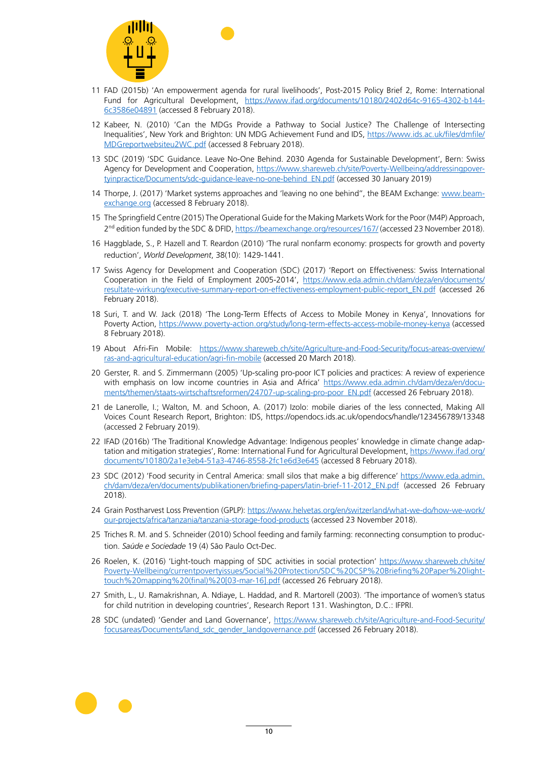11 FAD (2015b) 'An empowerment agenda for rural livelihoods', Post-2015 Policy Brief 2, Rome: International Fund for Agricultural Development, https://www.ifad.org/documents/10180/2402d64c-9165-4302-b144-6c3586e04891 (accessed 8 February 2018).

12 Kabeer, N. (2010) 'Can the MDGs Provide a Pathway to Social Justice? The Challenge of Intersecting Inequalities', New York and Brighton: UN MDG Achievement Fund and IDS, https://www.ids.ac.uk/files/dmfile/MDGreportwebsiteu2WC.pdf (accessed 8 February 2018).

13 SDC (2019) 'SDC Guidance. Leave No-One Behind. 2030 Agenda for Sustainable Development', Bern: Swiss Agency for Development and Cooperation, https://www.shareweb.ch/site/Poverty-Wellbeing/addressingpovertyinpractice/Documents/sdc-guidance-leave-no-one-behind_EN.pdf (accessed 30 January 2019)

14 Thorpe, J. (2017) 'Market systems approaches and 'leaving no one behind'', the BEAM Exchange: www.beam-exchange.org (accessed 8 February 2018).

15 The Springfield Centre (2015) The Operational Guide for the Making Markets Work for the Poor (M4P) Approach, 2nd edition funded by the SDC & DFID, https://beamexchange.org/resources/167/ (accessed 23 November 2018).

16 Haggblade, S., P. Hazell and T. Reardon (2010) 'The rural nonfarm economy: prospects for growth and poverty reduction', *World Development*, 38(10): 1429-1441.

17 Swiss Agency for Development and Cooperation (SDC) (2017) 'Report on Effectiveness: Swiss International Cooperation in the Field of Employment 2005-2014', https://www.eda.admin.ch/dam/deza/en/documents/resultate-wirkung/executive-summary-report-on-effectiveness-employment-public-report_EN.pdf (accessed 26 February 2018).

18 Suri, T. and W. Jack (2018) 'The Long-Term Effects of Access to Mobile Money in Kenya', Innovations for Poverty Action, https://www.poverty-action.org/study/long-term-effects-access-mobile-money-kenya (accessed 8 February 2018).

19 About Afri-Fin Mobile: https://www.shareweb.ch/site/Agriculture-and-Food-Security/focus-areas-overview/ras-and-agricultural-education/agri-fin-mobile (accessed 20 March 2018).

20 Gerster, R. and S. Zimmermann (2005) 'Up-scaling pro-poor ICT policies and practices: A review of experience with emphasis on low income countries in Asia and Africa' https://www.eda.admin.ch/dam/deza/en/documents/themen/staats-wirtschaftsreformen/24707-up-scaling-pro-poor_EN.pdf (accessed 26 February 2018).

21 de Lanerolle, I.; Walton, M. and Schoon, A. (2017) Izolo: mobile diaries of the less connected, Making All Voices Count Research Report, Brighton: IDS, https://opendocs.ids.ac.uk/opendocs/handle/123456789/13348 (accessed 2 February 2019).

22 IFAD (2016b) 'The Traditional Knowledge Advantage: Indigenous peoples' knowledge in climate change adaptation and mitigation strategies', Rome: International Fund for Agricultural Development, https://www.ifad.org/documents/10180/2a1e3eb4-51a3-4746-8558-2fc1e6d3e645 (accessed 8 February 2018).

23 SDC (2012) 'Food security in Central America: small silos that make a big difference' https://www.eda.admin.ch/dam/deza/en/documents/publikationen/briefing-papers/latin-brief-11-2012_EN.pdf (accessed 26 February 2018).

24 Grain Postharvest Loss Prevention (GPLP): https://www.helvetas.org/en/switzerland/what-we-do/how-we-work/our-projects/africa/tanzania/tanzania-storage-food-products (accessed 23 November 2018).

25 Triches R. M. and S. Schneider (2010) School feeding and family farming: reconnecting consumption to production. *Saúde e Sociedade* 19 (4) São Paulo Oct-Dec.

26 Roelen, K. (2016) 'Light-touch mapping of SDC activities in social protection' https://www.shareweb.ch/site/Poverty-Wellbeing/currentpovertyissues/Social%20Protection/SDC%20CSP%20Briefing%20Paper%20light-touch%20mapping%20(final)%20[03-mar-16].pdf (accessed 26 February 2018).

27 Smith, L., U. Ramakrishnan, A. Ndiaye, L. Haddad, and R. Martorell (2003). 'The importance of women's status for child nutrition in developing countries', Research Report 131. Washington, D.C.: IFPRI.

28 SDC (undated) 'Gender and Land Governance', https://www.shareweb.ch/site/Agriculture-and-Food-Security/focusareas/Documents/land_sdc_gender_landgovernance.pdf (accessed 26 February 2018).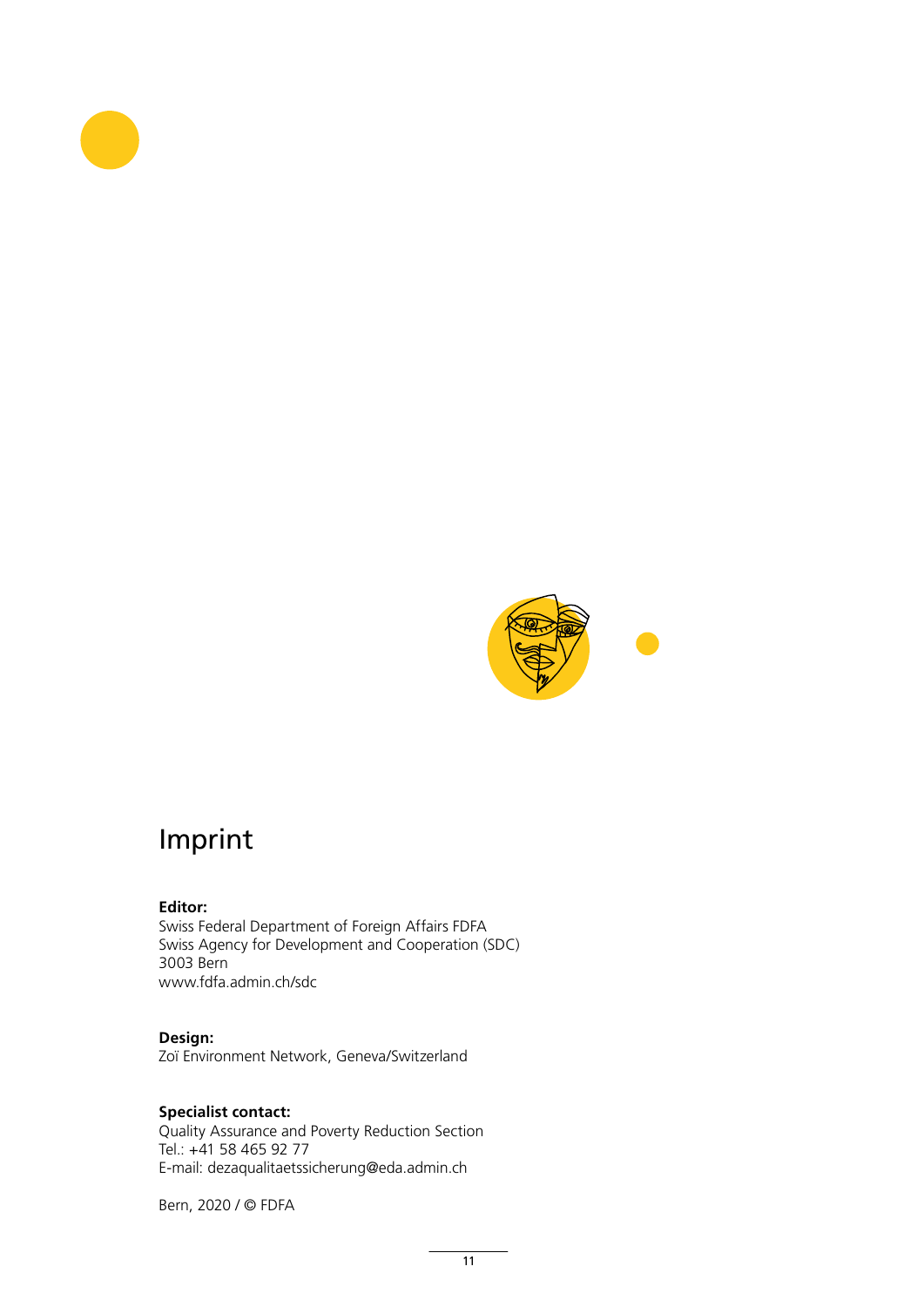# Imprint

**Editor:**
Swiss Federal Department of Foreign Affairs FDFA
Swiss Agency for Development and Cooperation (SDC)
3003 Bern
www.fdfa.admin.ch/sdc

**Design:**
Zoï Environment Network, Geneva/Switzerland

**Specialist contact:**
Quality Assurance and Poverty Reduction Section
Tel.: +41 58 465 92 77
E-mail: dezaqualitaetssicherung@eda.admin.ch

Bern, 2020 / © FDFA